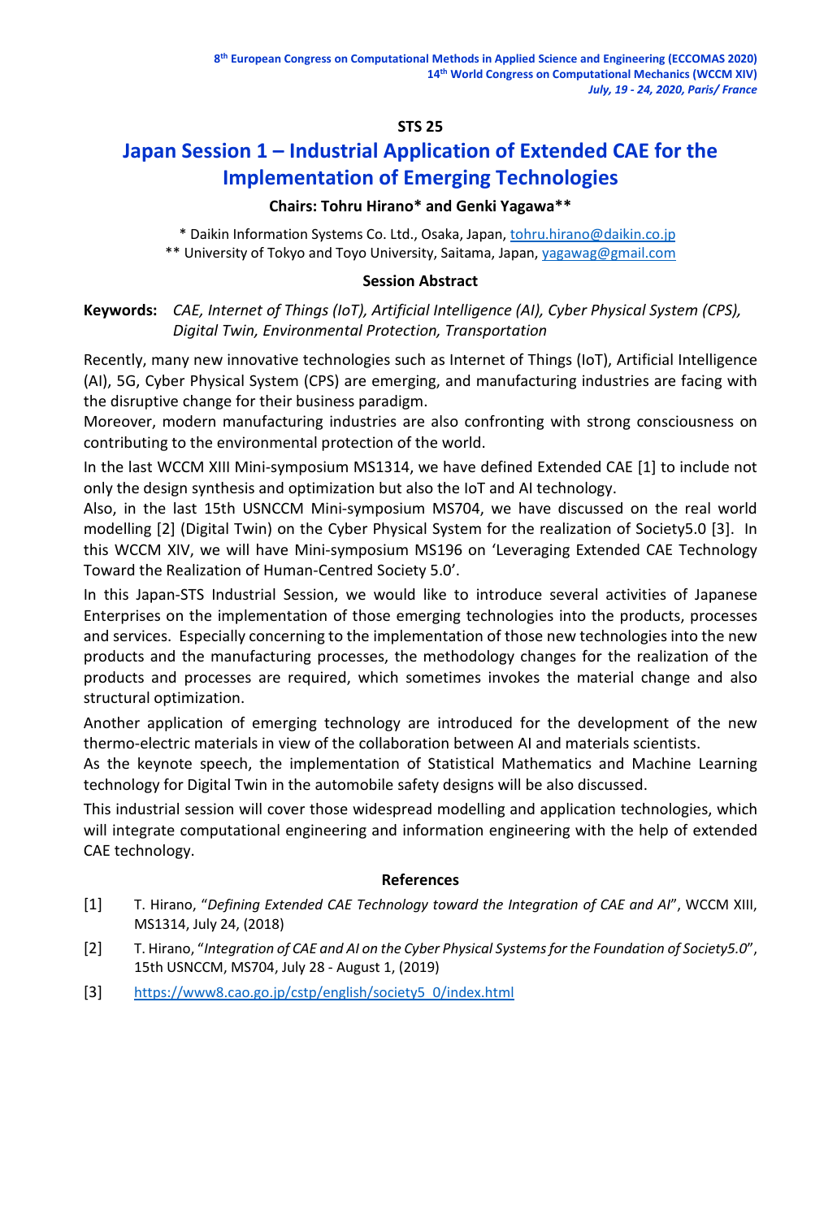**STS 25**

# Japan Session 1 – Industrial Application of Extended CAE for the Implementation of Emerging Technologies

**Chairs: Tohru Hirano* and Genki Yagawa****

* Daikin Information Systems Co. Ltd., Osaka, Japan, tohru.hirano@daikin.co.jp
** University of Tokyo and Toyo University, Saitama, Japan, yagawag@gmail.com

## Session Abstract

**Keywords:** *CAE, Internet of Things (IoT), Artificial Intelligence (AI), Cyber Physical System (CPS), Digital Twin, Environmental Protection, Transportation*

Recently, many new innovative technologies such as Internet of Things (IoT), Artificial Intelligence (AI), 5G, Cyber Physical System (CPS) are emerging, and manufacturing industries are facing with the disruptive change for their business paradigm.

Moreover, modern manufacturing industries are also confronting with strong consciousness on contributing to the environmental protection of the world.

In the last WCCM XIII Mini-symposium MS1314, we have defined Extended CAE [1] to include not only the design synthesis and optimization but also the IoT and AI technology.

Also, in the last 15th USNCCM Mini-symposium MS704, we have discussed on the real world modelling [2] (Digital Twin) on the Cyber Physical System for the realization of Society5.0 [3]. In this WCCM XIV, we will have Mini-symposium MS196 on 'Leveraging Extended CAE Technology Toward the Realization of Human-Centred Society 5.0'.

In this Japan-STS Industrial Session, we would like to introduce several activities of Japanese Enterprises on the implementation of those emerging technologies into the products, processes and services. Especially concerning to the implementation of those new technologies into the new products and the manufacturing processes, the methodology changes for the realization of the products and processes are required, which sometimes invokes the material change and also structural optimization.

Another application of emerging technology are introduced for the development of the new thermo-electric materials in view of the collaboration between AI and materials scientists.

As the keynote speech, the implementation of Statistical Mathematics and Machine Learning technology for Digital Twin in the automobile safety designs will be also discussed.

This industrial session will cover those widespread modelling and application technologies, which will integrate computational engineering and information engineering with the help of extended CAE technology.

## References

[1] T. Hirano, "*Defining Extended CAE Technology toward the Integration of CAE and AI*", WCCM XIII, MS1314, July 24, (2018)

[2] T. Hirano, "*Integration of CAE and AI on the Cyber Physical Systems for the Foundation of Society5.0*", 15th USNCCM, MS704, July 28 - August 1, (2019)

[3] https://www8.cao.go.jp/cstp/english/society5_0/index.html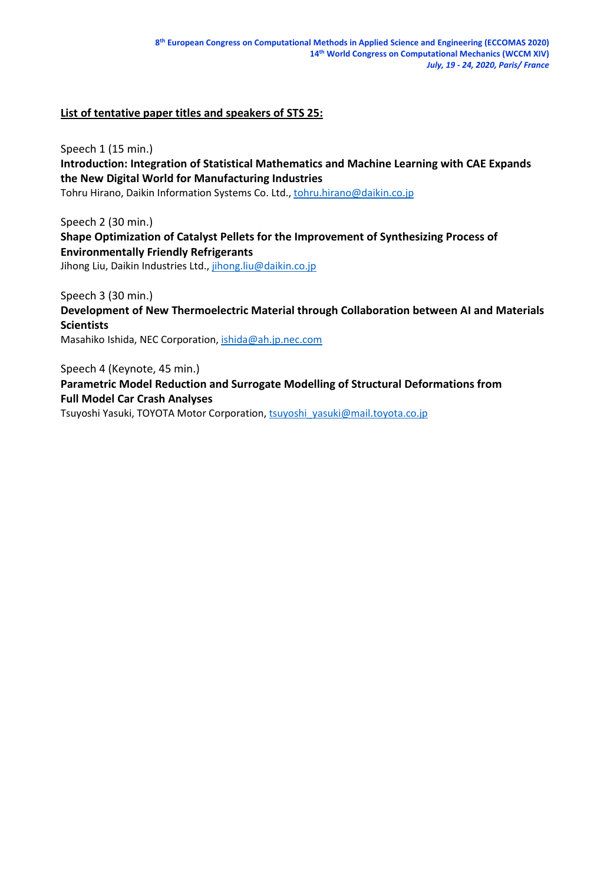**List of tentative paper titles and speakers of STS 25:**

Speech 1 (15 min.)

**Introduction: Integration of Statistical Mathematics and Machine Learning with CAE Expands the New Digital World for Manufacturing Industries**

Tohru Hirano, Daikin Information Systems Co. Ltd., tohru.hirano@daikin.co.jp

Speech 2 (30 min.)

**Shape Optimization of Catalyst Pellets for the Improvement of Synthesizing Process of Environmentally Friendly Refrigerants**

Jihong Liu, Daikin Industries Ltd., jihong.liu@daikin.co.jp

Speech 3 (30 min.)

**Development of New Thermoelectric Material through Collaboration between AI and Materials Scientists**

Masahiko Ishida, NEC Corporation, ishida@ah.jp.nec.com

Speech 4 (Keynote, 45 min.)

**Parametric Model Reduction and Surrogate Modelling of Structural Deformations from Full Model Car Crash Analyses**

Tsuyoshi Yasuki, TOYOTA Motor Corporation, tsuyoshi_yasuki@mail.toyota.co.jp